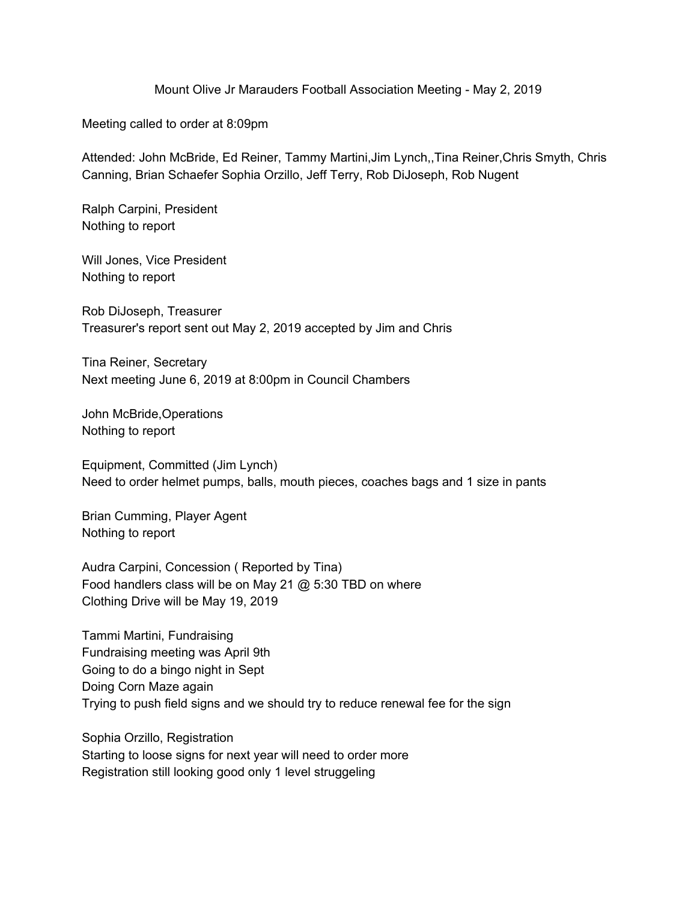# Mount Olive Jr Marauders Football Association Meeting - May 2, 2019

Meeting called to order at 8:09pm

Attended: John McBride, Ed Reiner, Tammy Martini,Jim Lynch,,Tina Reiner,Chris Smyth, Chris Canning, Brian Schaefer Sophia Orzillo, Jeff Terry, Rob DiJoseph, Rob Nugent

Ralph Carpini, President
Nothing to report

Will Jones, Vice President
Nothing to report

Rob DiJoseph, Treasurer
Treasurer's report sent out May 2, 2019 accepted by Jim and Chris

Tina Reiner, Secretary
Next meeting June 6, 2019 at 8:00pm in Council Chambers

John McBride,Operations
Nothing to report

Equipment, Committed (Jim Lynch)
Need to order helmet pumps, balls, mouth pieces, coaches bags and 1 size in pants

Brian Cumming, Player Agent
Nothing to report

Audra Carpini, Concession ( Reported by Tina)
Food handlers class will be on May 21 @ 5:30 TBD on where
Clothing Drive will be May 19, 2019

Tammi Martini, Fundraising
Fundraising meeting was April 9th
Going to do a bingo night in Sept
Doing Corn Maze again
Trying to push field signs and we should try to reduce renewal fee for the sign

Sophia Orzillo, Registration
Starting to loose signs for next year will need to order more
Registration still looking good only 1 level struggeling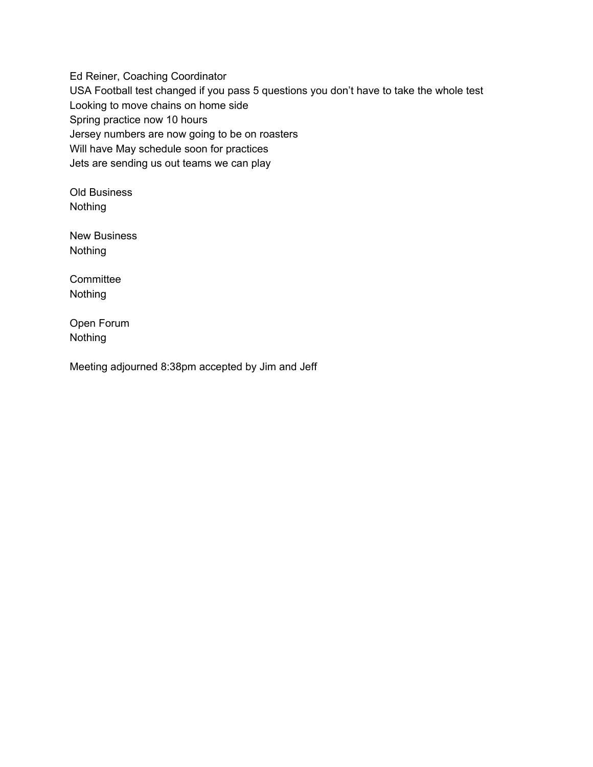Ed Reiner, Coaching Coordinator
USA Football test changed if you pass 5 questions you don't have to take the whole test
Looking to move chains on home side
Spring practice now 10 hours
Jersey numbers are now going to be on roasters
Will have May schedule soon for practices
Jets are sending us out teams we can play

Old Business
Nothing

New Business
Nothing

Committee
Nothing

Open Forum
Nothing

Meeting adjourned 8:38pm accepted by Jim and Jeff